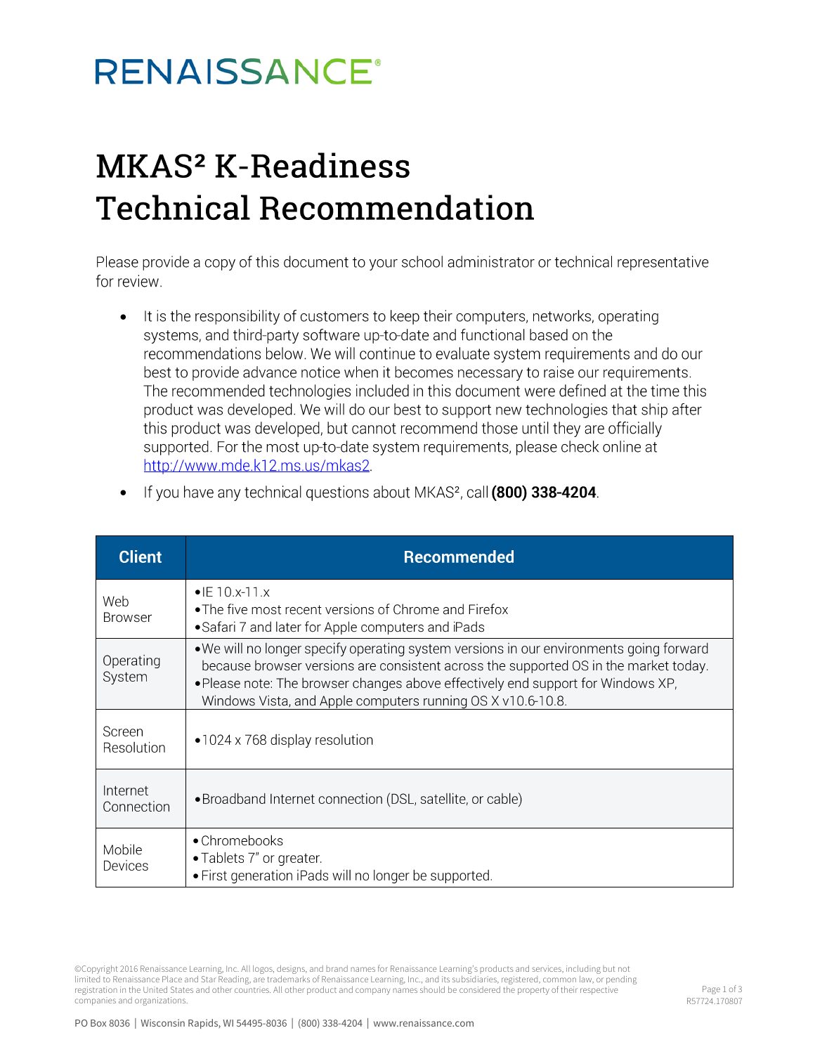RENAISSANCE®

# MKAS² K-Readiness Technical Recommendation

Please provide a copy of this document to your school administrator or technical representative for review.

- It is the responsibility of customers to keep their computers, networks, operating systems, and third-party software up-to-date and functional based on the recommendations below. We will continue to evaluate system requirements and do our best to provide advance notice when it becomes necessary to raise our requirements. The recommended technologies included in this document were defined at the time this product was developed. We will do our best to support new technologies that ship after this product was developed, but cannot recommend those until they are officially supported. For the most up-to-date system requirements, please check online at [http://www.mde.k12.ms.us/mkas2](http://www.mde.k12.ms.us/mkas2).
- If you have any technical questions about MKAS², call **(800) 338-4204**.

| Client | Recommended |
|---|---|
| Web Browser | • IE 10.x-11.x<br>• The five most recent versions of Chrome and Firefox<br>• Safari 7 and later for Apple computers and iPads |
| Operating System | • We will no longer specify operating system versions in our environments going forward because browser versions are consistent across the supported OS in the market today.<br>• Please note: The browser changes above effectively end support for Windows XP, Windows Vista, and Apple computers running OS X v10.6-10.8. |
| Screen Resolution | • 1024 x 768 display resolution |
| Internet Connection | • Broadband Internet connection (DSL, satellite, or cable) |
| Mobile Devices | • Chromebooks<br>• Tablets 7" or greater.<br>• First generation iPads will no longer be supported. |

©Copyright 2016 Renaissance Learning, Inc. All logos, designs, and brand names for Renaissance Learning's products and services, including but not limited to Renaissance Place and Star Reading, are trademarks of Renaissance Learning, Inc., and its subsidiaries, registered, common law, or pending registration in the United States and other countries. All other product and company names should be considered the property of their respective companies and organizations.

R57724.170807

PO Box 8036 | Wisconsin Rapids, WI 54495-8036 | (800) 338-4204 | www.renaissance.com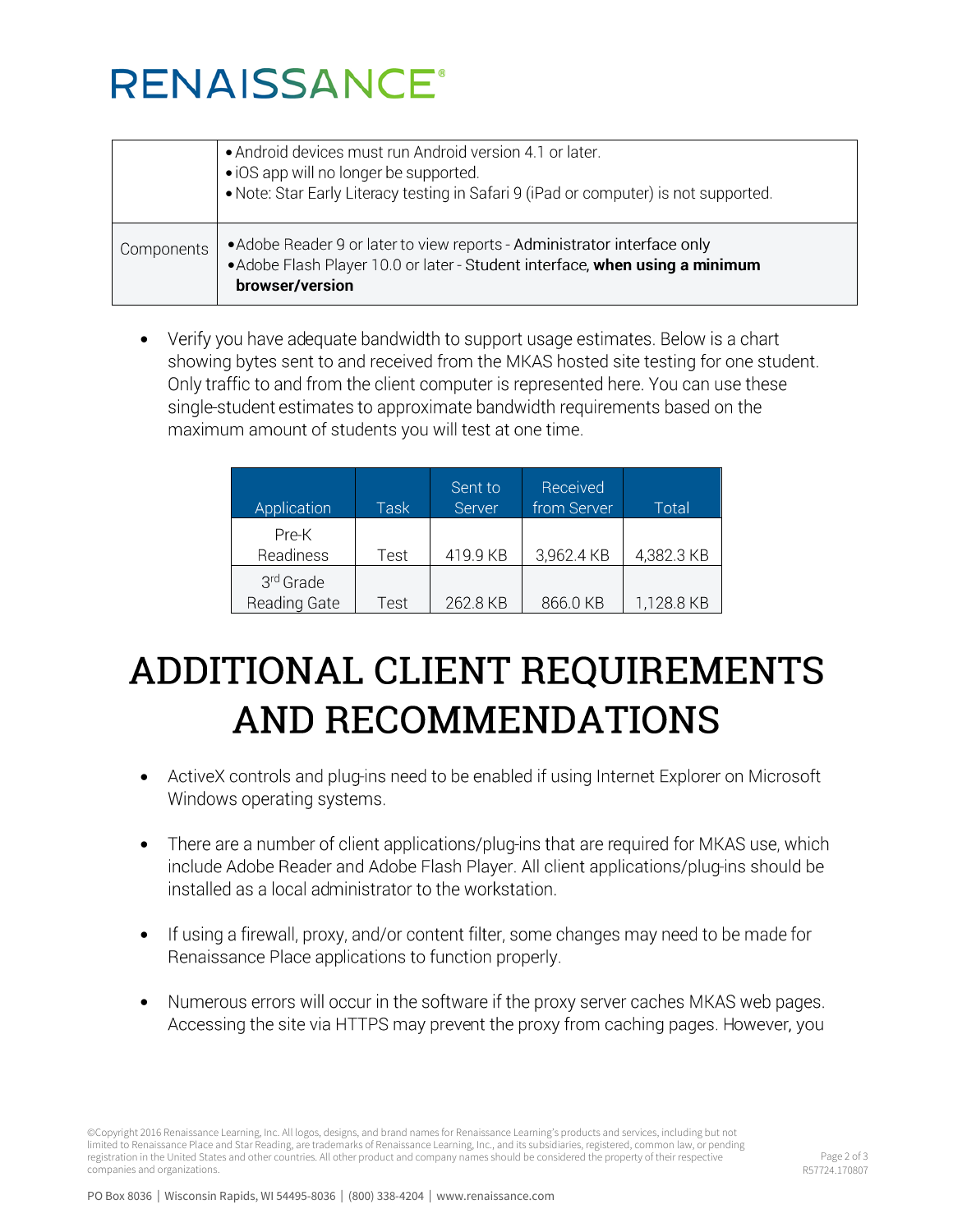|  |  |
| --- | --- |
|  | • Android devices must run Android version 4.1 or later.<br>• iOS app will no longer be supported.<br>• Note: Star Early Literacy testing in Safari 9 (iPad or computer) is not supported. |
| Components | • Adobe Reader 9 or later to view reports - Administrator interface only<br>• Adobe Flash Player 10.0 or later - Student interface, **when using a minimum browser/version** |

- Verify you have adequate bandwidth to support usage estimates. Below is a chart showing bytes sent to and received from the MKAS hosted site testing for one student. Only traffic to and from the client computer is represented here. You can use these single-student estimates to approximate bandwidth requirements based on the maximum amount of students you will test at one time.

| Application | Task | Sent to Server | Received from Server | Total |
| --- | --- | --- | --- | --- |
| Pre-K Readiness | Test | 419.9 KB | 3,962.4 KB | 4,382.3 KB |
| 3rd Grade Reading Gate | Test | 262.8 KB | 866.0 KB | 1,128.8 KB |

# ADDITIONAL CLIENT REQUIREMENTS AND RECOMMENDATIONS

- ActiveX controls and plug-ins need to be enabled if using Internet Explorer on Microsoft Windows operating systems.

- There are a number of client applications/plug-ins that are required for MKAS use, which include Adobe Reader and Adobe Flash Player. All client applications/plug-ins should be installed as a local administrator to the workstation.

- If using a firewall, proxy, and/or content filter, some changes may need to be made for Renaissance Place applications to function properly.

- Numerous errors will occur in the software if the proxy server caches MKAS web pages. Accessing the site via HTTPS may prevent the proxy from caching pages. However, you

©Copyright 2016 Renaissance Learning, Inc. All logos, designs, and brand names for Renaissance Learning's products and services, including but not limited to Renaissance Place and Star Reading, are trademarks of Renaissance Learning, Inc., and its subsidiaries, registered, common law, or pending registration in the United States and other countries. All other product and company names should be considered the property of their respective companies and organizations.

R57724.170807

PO Box 8036 | Wisconsin Rapids, WI 54495-8036 | (800) 338-4204 | www.renaissance.com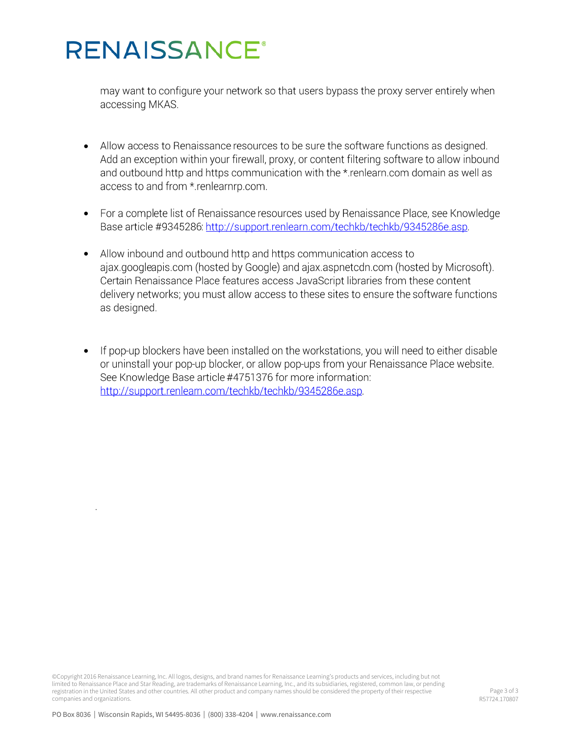may want to configure your network so that users bypass the proxy server entirely when accessing MKAS.

- Allow access to Renaissance resources to be sure the software functions as designed. Add an exception within your firewall, proxy, or content filtering software to allow inbound and outbound http and https communication with the *.renlearn.com domain as well as access to and from *.renlearnrp.com.

- For a complete list of Renaissance resources used by Renaissance Place, see Knowledge Base article #9345286: [http://support.renlearn.com/techkb/techkb/9345286e.asp](http://support.renlearn.com/techkb/techkb/9345286e.asp).

- Allow inbound and outbound http and https communication access to ajax.googleapis.com (hosted by Google) and ajax.aspnetcdn.com (hosted by Microsoft). Certain Renaissance Place features access JavaScript libraries from these content delivery networks; you must allow access to these sites to ensure the software functions as designed.

- If pop-up blockers have been installed on the workstations, you will need to either disable or uninstall your pop-up blocker, or allow pop-ups from your Renaissance Place website. See Knowledge Base article #4751376 for more information: [http://support.renlearn.com/techkb/techkb/9345286e.asp](http://support.renlearn.com/techkb/techkb/9345286e.asp).

©Copyright 2016 Renaissance Learning, Inc. All logos, designs, and brand names for Renaissance Learning's products and services, including but not limited to Renaissance Place and Star Reading, are trademarks of Renaissance Learning, Inc., and its subsidiaries, registered, common law, or pending registration in the United States and other countries. All other product and company names should be considered the property of their respective companies and organizations.

R57724.170807

PO Box 8036 | Wisconsin Rapids, WI 54495-8036 | (800) 338-4204 | www.renaissance.com